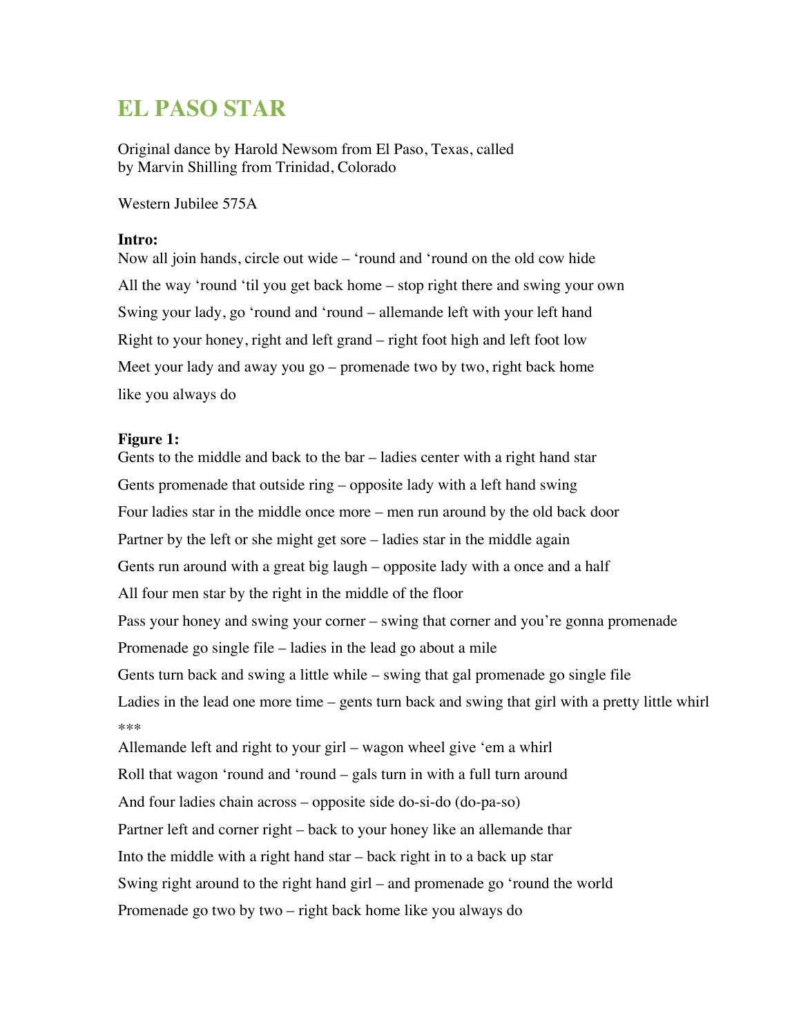# EL PASO STAR

Original dance by Harold Newsom from El Paso, Texas, called
by Marvin Shilling from Trinidad, Colorado

Western Jubilee 575A

**Intro:**

Now all join hands, circle out wide – 'round and 'round on the old cow hide

All the way 'round 'til you get back home – stop right there and swing your own

Swing your lady, go 'round and 'round – allemande left with your left hand

Right to your honey, right and left grand – right foot high and left foot low

Meet your lady and away you go – promenade two by two, right back home like you always do

**Figure 1:**

Gents to the middle and back to the bar – ladies center with a right hand star

Gents promenade that outside ring – opposite lady with a left hand swing

Four ladies star in the middle once more – men run around by the old back door

Partner by the left or she might get sore – ladies star in the middle again

Gents run around with a great big laugh – opposite lady with a once and a half

All four men star by the right in the middle of the floor

Pass your honey and swing your corner – swing that corner and you're gonna promenade

Promenade go single file – ladies in the lead go about a mile

Gents turn back and swing a little while – swing that gal promenade go single file

Ladies in the lead one more time – gents turn back and swing that girl with a pretty little whirl

***

Allemande left and right to your girl – wagon wheel give 'em a whirl

Roll that wagon 'round and 'round – gals turn in with a full turn around

And four ladies chain across – opposite side do-si-do (do-pa-so)

Partner left and corner right – back to your honey like an allemande thar

Into the middle with a right hand star – back right in to a back up star

Swing right around to the right hand girl – and promenade go 'round the world

Promenade go two by two – right back home like you always do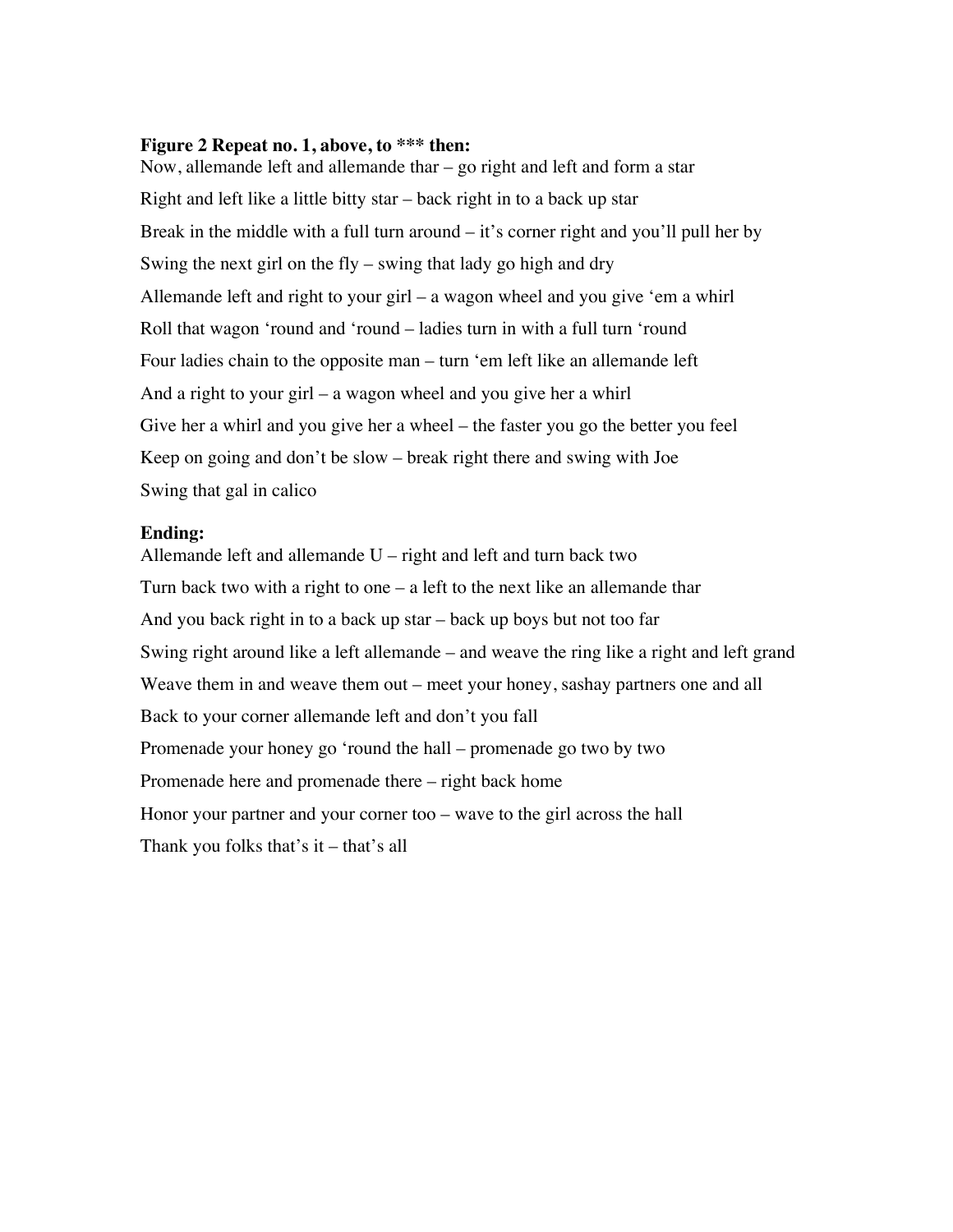**Figure 2 Repeat no. 1, above, to *** then:**

Now, allemande left and allemande thar – go right and left and form a star

Right and left like a little bitty star – back right in to a back up star

Break in the middle with a full turn around – it's corner right and you'll pull her by

Swing the next girl on the fly – swing that lady go high and dry

Allemande left and right to your girl – a wagon wheel and you give 'em a whirl

Roll that wagon 'round and 'round – ladies turn in with a full turn 'round

Four ladies chain to the opposite man – turn 'em left like an allemande left

And a right to your girl – a wagon wheel and you give her a whirl

Give her a whirl and you give her a wheel – the faster you go the better you feel

Keep on going and don't be slow – break right there and swing with Joe

Swing that gal in calico

**Ending:**

Allemande left and allemande U – right and left and turn back two

Turn back two with a right to one – a left to the next like an allemande thar

And you back right in to a back up star – back up boys but not too far

Swing right around like a left allemande – and weave the ring like a right and left grand

Weave them in and weave them out – meet your honey, sashay partners one and all

Back to your corner allemande left and don't you fall

Promenade your honey go 'round the hall – promenade go two by two

Promenade here and promenade there – right back home

Honor your partner and your corner too – wave to the girl across the hall

Thank you folks that's it – that's all